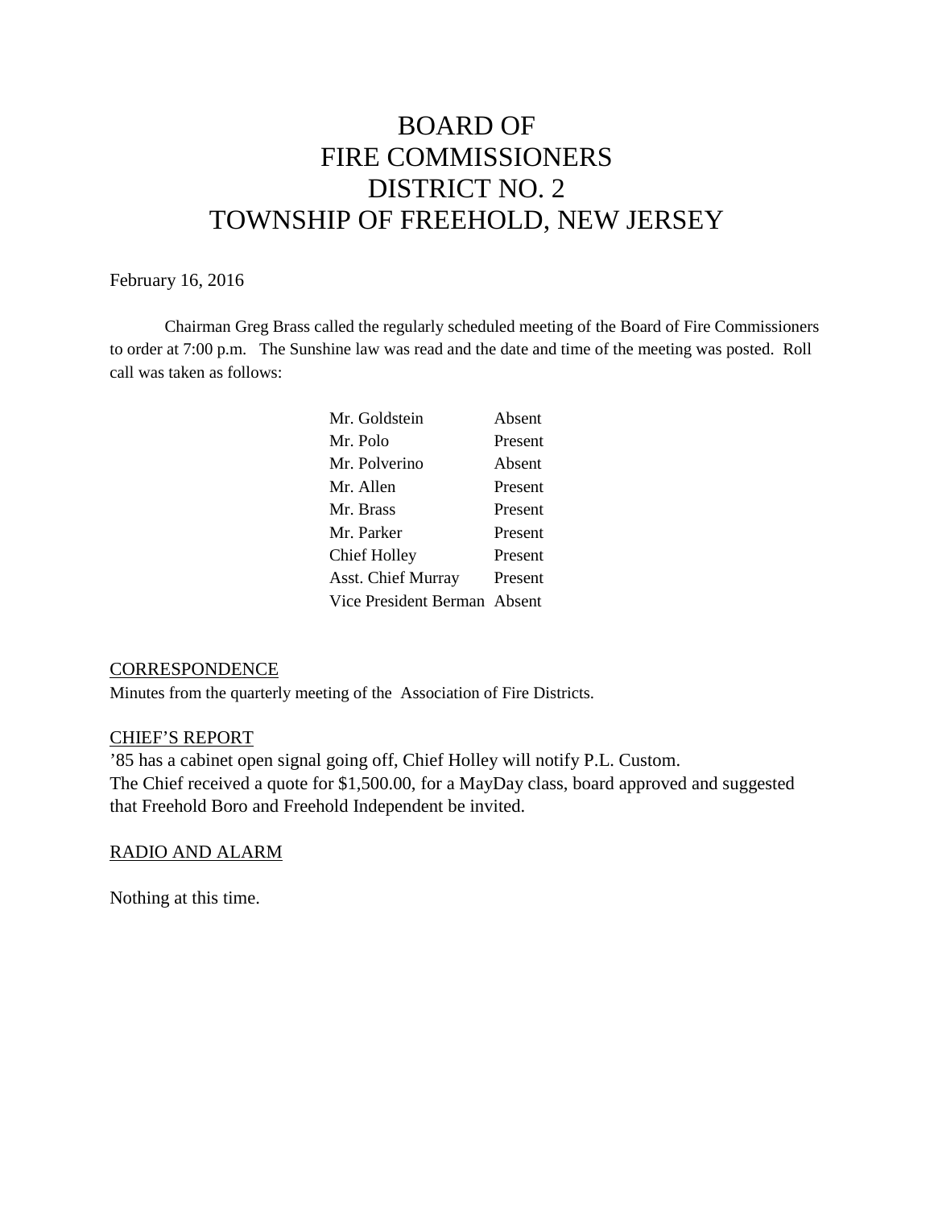# BOARD OF FIRE COMMISSIONERS DISTRICT NO. 2 TOWNSHIP OF FREEHOLD, NEW JERSEY

February 16, 2016

Chairman Greg Brass called the regularly scheduled meeting of the Board of Fire Commissioners to order at 7:00 p.m. The Sunshine law was read and the date and time of the meeting was posted. Roll call was taken as follows:

| | |
|---|---|
| Mr. Goldstein | Absent |
| Mr. Polo | Present |
| Mr. Polverino | Absent |
| Mr. Allen | Present |
| Mr. Brass | Present |
| Mr. Parker | Present |
| Chief Holley | Present |
| Asst. Chief Murray | Present |
| Vice President Berman | Absent |

## CORRESPONDENCE

Minutes from the quarterly meeting of the Association of Fire Districts.

## CHIEF'S REPORT

'85 has a cabinet open signal going off, Chief Holley will notify P.L. Custom.
The Chief received a quote for $1,500.00, for a MayDay class, board approved and suggested that Freehold Boro and Freehold Independent be invited.

## RADIO AND ALARM

Nothing at this time.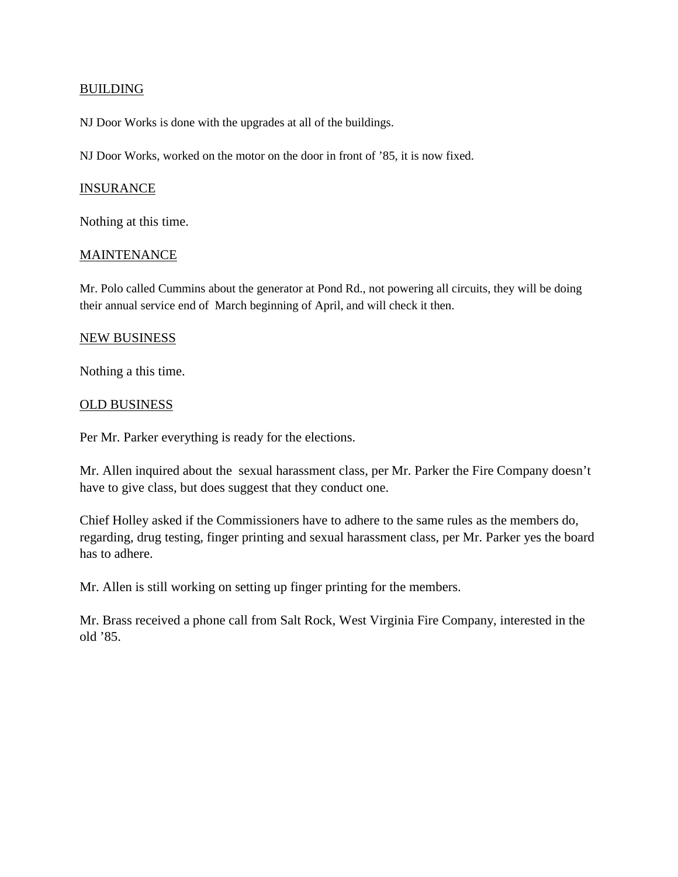<u>BUILDING</u>

NJ Door Works is done with the upgrades at all of the buildings.

NJ Door Works, worked on the motor on the door in front of '85, it is now fixed.

<u>INSURANCE</u>

Nothing at this time.

<u>MAINTENANCE</u>

Mr. Polo called Cummins about the generator at Pond Rd., not powering all circuits, they will be doing their annual service end of March beginning of April, and will check it then.

<u>NEW BUSINESS</u>

Nothing a this time.

<u>OLD BUSINESS</u>

Per Mr. Parker everything is ready for the elections.

Mr. Allen inquired about the sexual harassment class, per Mr. Parker the Fire Company doesn't have to give class, but does suggest that they conduct one.

Chief Holley asked if the Commissioners have to adhere to the same rules as the members do, regarding, drug testing, finger printing and sexual harassment class, per Mr. Parker yes the board has to adhere.

Mr. Allen is still working on setting up finger printing for the members.

Mr. Brass received a phone call from Salt Rock, West Virginia Fire Company, interested in the old '85.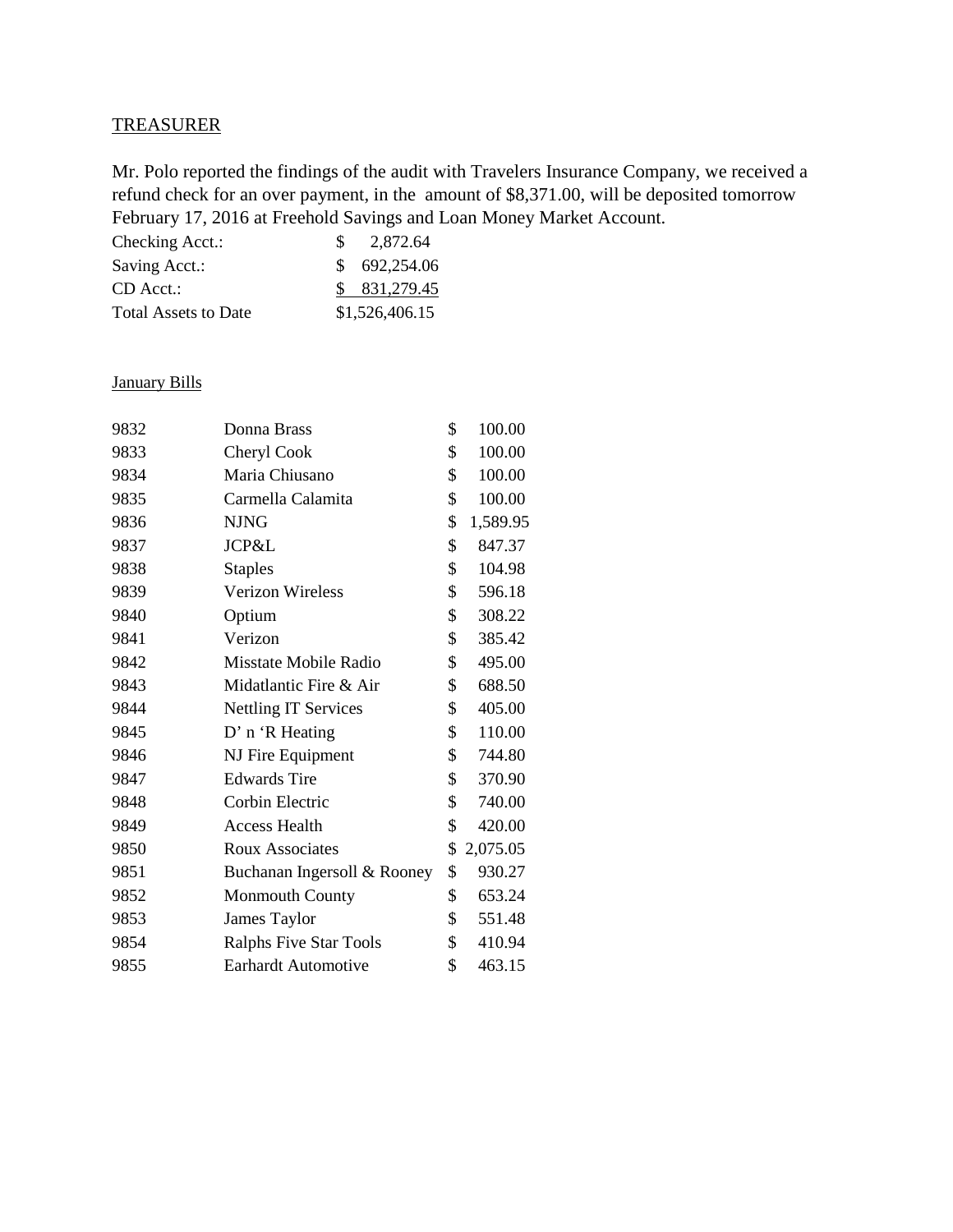## TREASURER

Mr. Polo reported the findings of the audit with Travelers Insurance Company, we received a refund check for an over payment, in the amount of $8,371.00, will be deposited tomorrow February 17, 2016 at Freehold Savings and Loan Money Market Account.

| | |
|---|---|
| Checking Acct.: | $ 2,872.64 |
| Saving Acct.: | $ 692,254.06 |
| CD Acct.: | $ 831,279.45 |
| Total Assets to Date | $1,526,406.15 |

### January Bills

| | | |
|---|---|---|
| 9832 | Donna Brass | $ 100.00 |
| 9833 | Cheryl Cook | $ 100.00 |
| 9834 | Maria Chiusano | $ 100.00 |
| 9835 | Carmella Calamita | $ 100.00 |
| 9836 | NJNG | $ 1,589.95 |
| 9837 | JCP&L | $ 847.37 |
| 9838 | Staples | $ 104.98 |
| 9839 | Verizon Wireless | $ 596.18 |
| 9840 | Optium | $ 308.22 |
| 9841 | Verizon | $ 385.42 |
| 9842 | Misstate Mobile Radio | $ 495.00 |
| 9843 | Midatlantic Fire & Air | $ 688.50 |
| 9844 | Nettling IT Services | $ 405.00 |
| 9845 | D' n 'R Heating | $ 110.00 |
| 9846 | NJ Fire Equipment | $ 744.80 |
| 9847 | Edwards Tire | $ 370.90 |
| 9848 | Corbin Electric | $ 740.00 |
| 9849 | Access Health | $ 420.00 |
| 9850 | Roux Associates | $ 2,075.05 |
| 9851 | Buchanan Ingersoll & Rooney | $ 930.27 |
| 9852 | Monmouth County | $ 653.24 |
| 9853 | James Taylor | $ 551.48 |
| 9854 | Ralphs Five Star Tools | $ 410.94 |
| 9855 | Earhardt Automotive | $ 463.15 |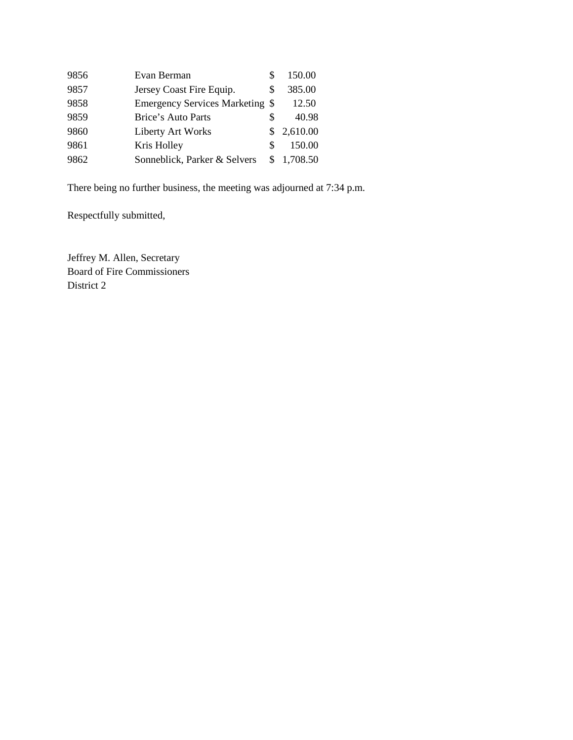| | | |
|---|---|---|
| 9856 | Evan Berman | $ 150.00 |
| 9857 | Jersey Coast Fire Equip. | $ 385.00 |
| 9858 | Emergency Services Marketing | $ 12.50 |
| 9859 | Brice's Auto Parts | $ 40.98 |
| 9860 | Liberty Art Works | $ 2,610.00 |
| 9861 | Kris Holley | $ 150.00 |
| 9862 | Sonneblick, Parker & Selvers | $ 1,708.50 |

There being no further business, the meeting was adjourned at 7:34 p.m.

Respectfully submitted,

Jeffrey M. Allen, Secretary
Board of Fire Commissioners
District 2